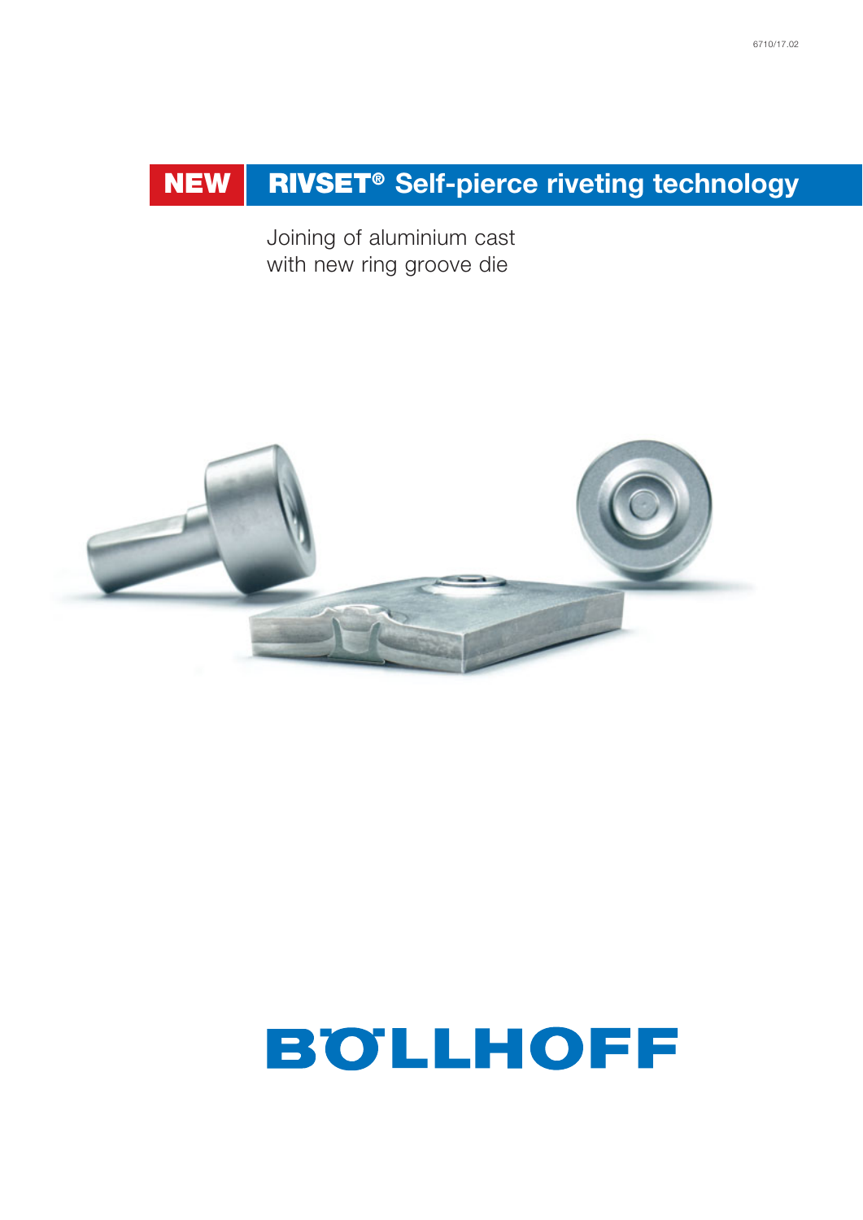6710/17.02

# NEW RIVSET® Self-pierce riveting technology

Joining of aluminium cast
with new ring groove die

BÖLLHOFF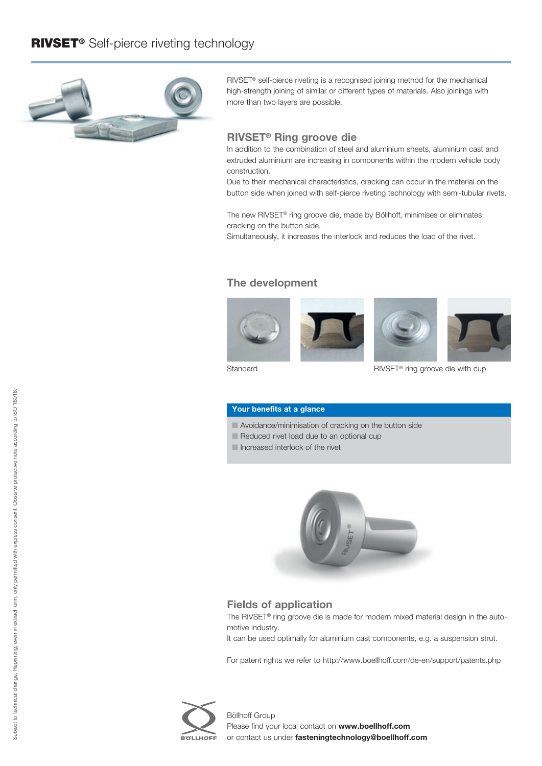# RIVSET® Self-pierce riveting technology

RIVSET® self-pierce riveting is a recognised joining method for the mechanical high-strength joining of similar or different types of materials. Also joinings with more than two layers are possible.

## RIVSET® Ring groove die

In addition to the combination of steel and aluminium sheets, aluminium cast and extruded aluminium are increasing in components within the modern vehicle body construction.
Due to their mechanical characteristics, cracking can occur in the material on the button side when joined with self-pierce riveting technology with semi-tubular rivets.

The new RIVSET® ring groove die, made by Böllhoff, minimises or eliminates cracking on the button side.
Simultaneously, it increases the interlock and reduces the load of the rivet.

## The development

Standard

RIVSET® ring groove die with cup

**Your benefits at a glance**

- Avoidance/minimisation of cracking on the button side
- Reduced rivet load due to an optional cup
- Increased interlock of the rivet

## Fields of application

The RIVSET® ring groove die is made for modern mixed material design in the automotive industry.
It can be used optimally for aluminium cast components, e.g. a suspension strut.

For patent rights we refer to http://www.boellhoff.com/de-en/support/patents.php

Böllhoff Group
Please find your local contact on **www.boellhoff.com**
or contact us under **fasteningtechnology@boellhoff.com**

Subject to technical change. Reprinting, even in extract form, only permitted with express consent. Observe protective note according to ISO 16016.